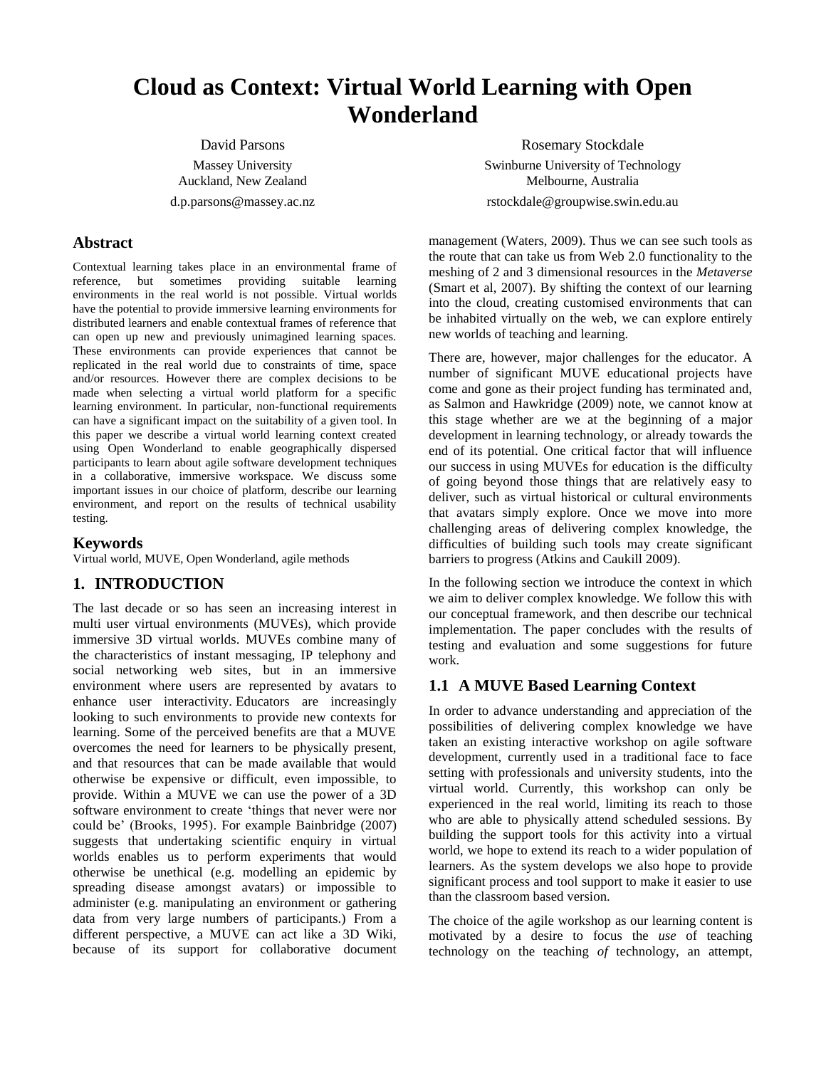# Cloud as Context: Virtual World Learning with Open Wonderland

David Parsons
Massey University
Auckland, New Zealand
d.p.parsons@massey.ac.nz

Rosemary Stockdale
Swinburne University of Technology
Melbourne, Australia
rstockdale@groupwise.swin.edu.au

## Abstract

Contextual learning takes place in an environmental frame of reference, but sometimes providing suitable learning environments in the real world is not possible. Virtual worlds have the potential to provide immersive learning environments for distributed learners and enable contextual frames of reference that can open up new and previously unimagined learning spaces. These environments can provide experiences that cannot be replicated in the real world due to constraints of time, space and/or resources. However there are complex decisions to be made when selecting a virtual world platform for a specific learning environment. In particular, non-functional requirements can have a significant impact on the suitability of a given tool. In this paper we describe a virtual world learning context created using Open Wonderland to enable geographically dispersed participants to learn about agile software development techniques in a collaborative, immersive workspace. We discuss some important issues in our choice of platform, describe our learning environment, and report on the results of technical usability testing.

### Keywords

Virtual world, MUVE, Open Wonderland, agile methods

## 1. INTRODUCTION

The last decade or so has seen an increasing interest in multi user virtual environments (MUVEs), which provide immersive 3D virtual worlds. MUVEs combine many of the characteristics of instant messaging, IP telephony and social networking web sites, but in an immersive environment where users are represented by avatars to enhance user interactivity. Educators are increasingly looking to such environments to provide new contexts for learning. Some of the perceived benefits are that a MUVE overcomes the need for learners to be physically present, and that resources that can be made available that would otherwise be expensive or difficult, even impossible, to provide. Within a MUVE we can use the power of a 3D software environment to create 'things that never were nor could be' (Brooks, 1995). For example Bainbridge (2007) suggests that undertaking scientific enquiry in virtual worlds enables us to perform experiments that would otherwise be unethical (e.g. modelling an epidemic by spreading disease amongst avatars) or impossible to administer (e.g. manipulating an environment or gathering data from very large numbers of participants.) From a different perspective, a MUVE can act like a 3D Wiki, because of its support for collaborative document management (Waters, 2009). Thus we can see such tools as the route that can take us from Web 2.0 functionality to the meshing of 2 and 3 dimensional resources in the *Metaverse* (Smart et al, 2007). By shifting the context of our learning into the cloud, creating customised environments that can be inhabited virtually on the web, we can explore entirely new worlds of teaching and learning.

There are, however, major challenges for the educator. A number of significant MUVE educational projects have come and gone as their project funding has terminated and, as Salmon and Hawkridge (2009) note, we cannot know at this stage whether are we at the beginning of a major development in learning technology, or already towards the end of its potential. One critical factor that will influence our success in using MUVEs for education is the difficulty of going beyond those things that are relatively easy to deliver, such as virtual historical or cultural environments that avatars simply explore. Once we move into more challenging areas of delivering complex knowledge, the difficulties of building such tools may create significant barriers to progress (Atkins and Caukill 2009).

In the following section we introduce the context in which we aim to deliver complex knowledge. We follow this with our conceptual framework, and then describe our technical implementation. The paper concludes with the results of testing and evaluation and some suggestions for future work.

### 1.1 A MUVE Based Learning Context

In order to advance understanding and appreciation of the possibilities of delivering complex knowledge we have taken an existing interactive workshop on agile software development, currently used in a traditional face to face setting with professionals and university students, into the virtual world. Currently, this workshop can only be experienced in the real world, limiting its reach to those who are able to physically attend scheduled sessions. By building the support tools for this activity into a virtual world, we hope to extend its reach to a wider population of learners. As the system develops we also hope to provide significant process and tool support to make it easier to use than the classroom based version.

The choice of the agile workshop as our learning content is motivated by a desire to focus the *use* of teaching technology on the teaching *of* technology, an attempt,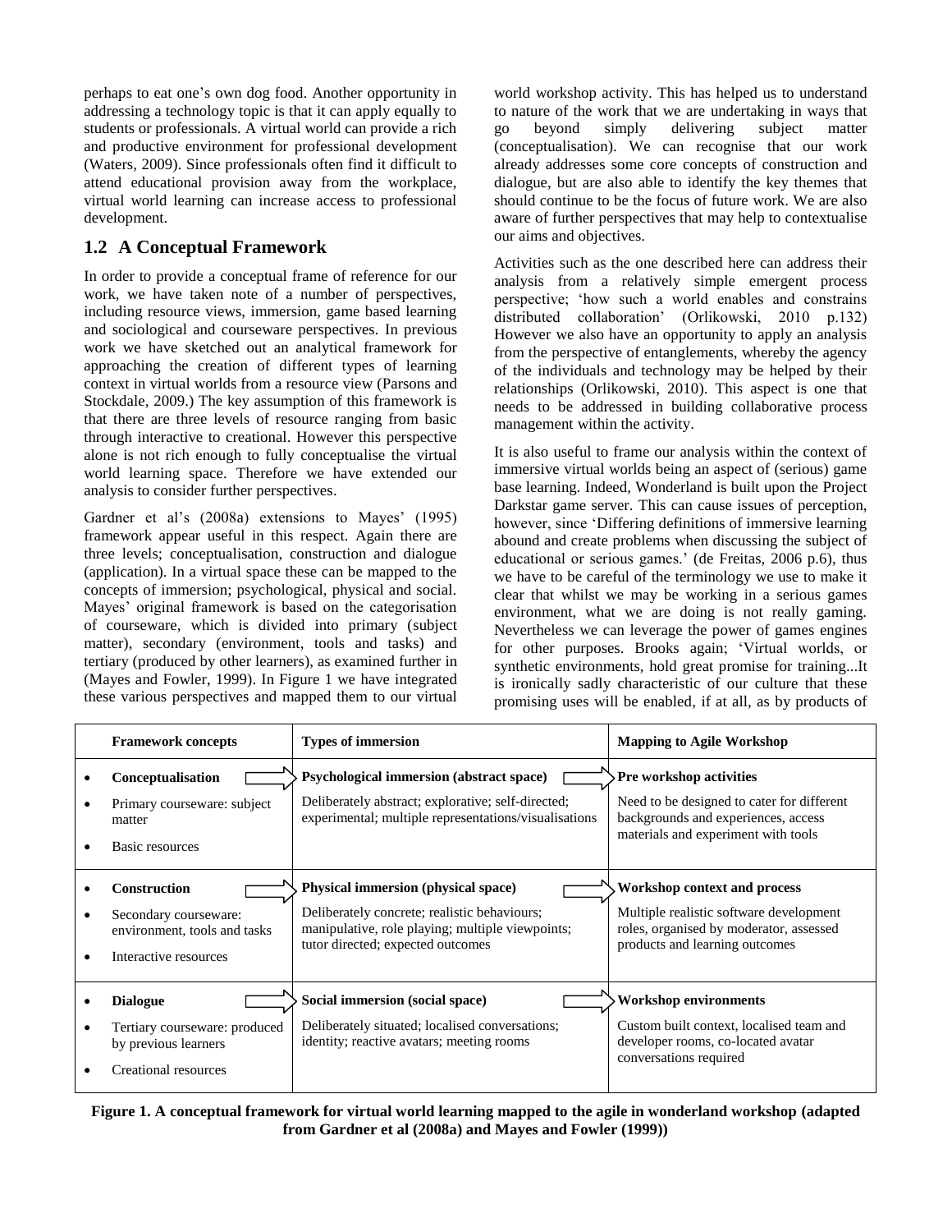perhaps to eat one's own dog food. Another opportunity in addressing a technology topic is that it can apply equally to students or professionals. A virtual world can provide a rich and productive environment for professional development (Waters, 2009). Since professionals often find it difficult to attend educational provision away from the workplace, virtual world learning can increase access to professional development.

## 1.2 A Conceptual Framework

In order to provide a conceptual frame of reference for our work, we have taken note of a number of perspectives, including resource views, immersion, game based learning and sociological and courseware perspectives. In previous work we have sketched out an analytical framework for approaching the creation of different types of learning context in virtual worlds from a resource view (Parsons and Stockdale, 2009.) The key assumption of this framework is that there are three levels of resource ranging from basic through interactive to creational. However this perspective alone is not rich enough to fully conceptualise the virtual world learning space. Therefore we have extended our analysis to consider further perspectives.

Gardner et al's (2008a) extensions to Mayes' (1995) framework appear useful in this respect. Again there are three levels; conceptualisation, construction and dialogue (application). In a virtual space these can be mapped to the concepts of immersion; psychological, physical and social. Mayes' original framework is based on the categorisation of courseware, which is divided into primary (subject matter), secondary (environment, tools and tasks) and tertiary (produced by other learners), as examined further in (Mayes and Fowler, 1999). In Figure 1 we have integrated these various perspectives and mapped them to our virtual world workshop activity. This has helped us to understand to nature of the work that we are undertaking in ways that go beyond simply delivering subject matter (conceptualisation). We can recognise that our work already addresses some core concepts of construction and dialogue, but are also able to identify the key themes that should continue to be the focus of future work. We are also aware of further perspectives that may help to contextualise our aims and objectives.

Activities such as the one described here can address their analysis from a relatively simple emergent process perspective; 'how such a world enables and constrains distributed collaboration' (Orlikowski, 2010 p.132) However we also have an opportunity to apply an analysis from the perspective of entanglements, whereby the agency of the individuals and technology may be helped by their relationships (Orlikowski, 2010). This aspect is one that needs to be addressed in building collaborative process management within the activity.

It is also useful to frame our analysis within the context of immersive virtual worlds being an aspect of (serious) game base learning. Indeed, Wonderland is built upon the Project Darkstar game server. This can cause issues of perception, however, since 'Differing definitions of immersive learning abound and create problems when discussing the subject of educational or serious games.' (de Freitas, 2006 p.6), thus we have to be careful of the terminology we use to make it clear that whilst we may be working in a serious games environment, what we are doing is not really gaming. Nevertheless we can leverage the power of games engines for other purposes. Brooks again; 'Virtual worlds, or synthetic environments, hold great promise for training...It is ironically sadly characteristic of our culture that these promising uses will be enabled, if at all, as by products of

| Framework concepts | Types of immersion | Mapping to Agile Workshop |
|---|---|---|
| • **Conceptualisation**<br>• Primary courseware: subject matter<br>• Basic resources | **Psychological immersion (abstract space)**<br>Deliberately abstract; explorative; self-directed; experimental; multiple representations/visualisations | **Pre workshop activities**<br>Need to be designed to cater for different backgrounds and experiences, access materials and experiment with tools |
| • **Construction**<br>• Secondary courseware: environment, tools and tasks<br>• Interactive resources | **Physical immersion (physical space)**<br>Deliberately concrete; realistic behaviours; manipulative, role playing; multiple viewpoints; tutor directed; expected outcomes | **Workshop context and process**<br>Multiple realistic software development roles, organised by moderator, assessed products and learning outcomes |
| • **Dialogue**<br>• Tertiary courseware: produced by previous learners<br>• Creational resources | **Social immersion (social space)**<br>Deliberately situated; localised conversations; identity; reactive avatars; meeting rooms | **Workshop environments**<br>Custom built context, localised team and developer rooms, co-located avatar conversations required |

**Figure 1. A conceptual framework for virtual world learning mapped to the agile in wonderland workshop (adapted from Gardner et al (2008a) and Mayes and Fowler (1999))**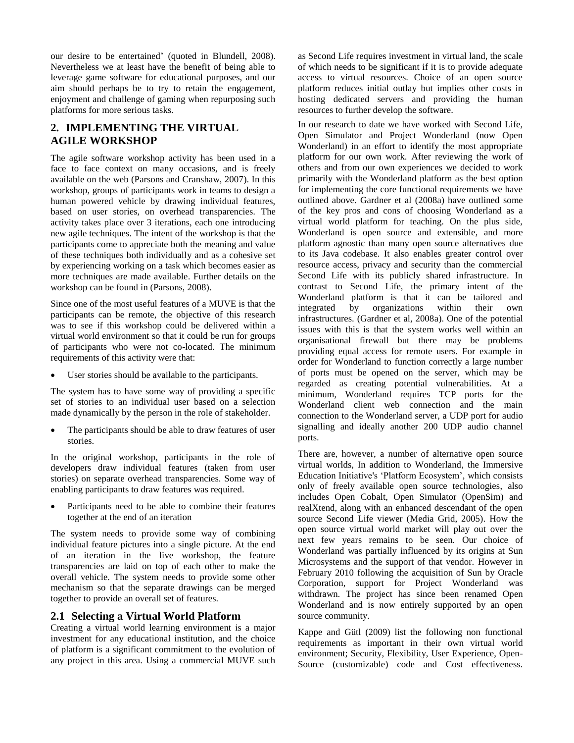our desire to be entertained' (quoted in Blundell, 2008). Nevertheless we at least have the benefit of being able to leverage game software for educational purposes, and our aim should perhaps be to try to retain the engagement, enjoyment and challenge of gaming when repurposing such platforms for more serious tasks.

## 2. IMPLEMENTING THE VIRTUAL AGILE WORKSHOP

The agile software workshop activity has been used in a face to face context on many occasions, and is freely available on the web (Parsons and Cranshaw, 2007). In this workshop, groups of participants work in teams to design a human powered vehicle by drawing individual features, based on user stories, on overhead transparencies. The activity takes place over 3 iterations, each one introducing new agile techniques. The intent of the workshop is that the participants come to appreciate both the meaning and value of these techniques both individually and as a cohesive set by experiencing working on a task which becomes easier as more techniques are made available. Further details on the workshop can be found in (Parsons, 2008).

Since one of the most useful features of a MUVE is that the participants can be remote, the objective of this research was to see if this workshop could be delivered within a virtual world environment so that it could be run for groups of participants who were not co-located. The minimum requirements of this activity were that:

- User stories should be available to the participants.

The system has to have some way of providing a specific set of stories to an individual user based on a selection made dynamically by the person in the role of stakeholder.

- The participants should be able to draw features of user stories.

In the original workshop, participants in the role of developers draw individual features (taken from user stories) on separate overhead transparencies. Some way of enabling participants to draw features was required.

- Participants need to be able to combine their features together at the end of an iteration

The system needs to provide some way of combining individual feature pictures into a single picture. At the end of an iteration in the live workshop, the feature transparencies are laid on top of each other to make the overall vehicle. The system needs to provide some other mechanism so that the separate drawings can be merged together to provide an overall set of features.

### 2.1 Selecting a Virtual World Platform

Creating a virtual world learning environment is a major investment for any educational institution, and the choice of platform is a significant commitment to the evolution of any project in this area. Using a commercial MUVE such as Second Life requires investment in virtual land, the scale of which needs to be significant if it is to provide adequate access to virtual resources. Choice of an open source platform reduces initial outlay but implies other costs in hosting dedicated servers and providing the human resources to further develop the software.

In our research to date we have worked with Second Life, Open Simulator and Project Wonderland (now Open Wonderland) in an effort to identify the most appropriate platform for our own work. After reviewing the work of others and from our own experiences we decided to work primarily with the Wonderland platform as the best option for implementing the core functional requirements we have outlined above. Gardner et al (2008a) have outlined some of the key pros and cons of choosing Wonderland as a virtual world platform for teaching. On the plus side, Wonderland is open source and extensible, and more platform agnostic than many open source alternatives due to its Java codebase. It also enables greater control over resource access, privacy and security than the commercial Second Life with its publicly shared infrastructure. In contrast to Second Life, the primary intent of the Wonderland platform is that it can be tailored and integrated by organizations within their own infrastructures. (Gardner et al, 2008a). One of the potential issues with this is that the system works well within an organisational firewall but there may be problems providing equal access for remote users. For example in order for Wonderland to function correctly a large number of ports must be opened on the server, which may be regarded as creating potential vulnerabilities. At a minimum, Wonderland requires TCP ports for the Wonderland client web connection and the main connection to the Wonderland server, a UDP port for audio signalling and ideally another 200 UDP audio channel ports.

There are, however, a number of alternative open source virtual worlds, In addition to Wonderland, the Immersive Education Initiative's 'Platform Ecosystem', which consists only of freely available open source technologies, also includes Open Cobalt, Open Simulator (OpenSim) and realXtend, along with an enhanced descendant of the open source Second Life viewer (Media Grid, 2005). How the open source virtual world market will play out over the next few years remains to be seen. Our choice of Wonderland was partially influenced by its origins at Sun Microsystems and the support of that vendor. However in February 2010 following the acquisition of Sun by Oracle Corporation, support for Project Wonderland was withdrawn. The project has since been renamed Open Wonderland and is now entirely supported by an open source community.

Kappe and Gütl (2009) list the following non functional requirements as important in their own virtual world environment; Security, Flexibility, User Experience, Open-Source (customizable) code and Cost effectiveness.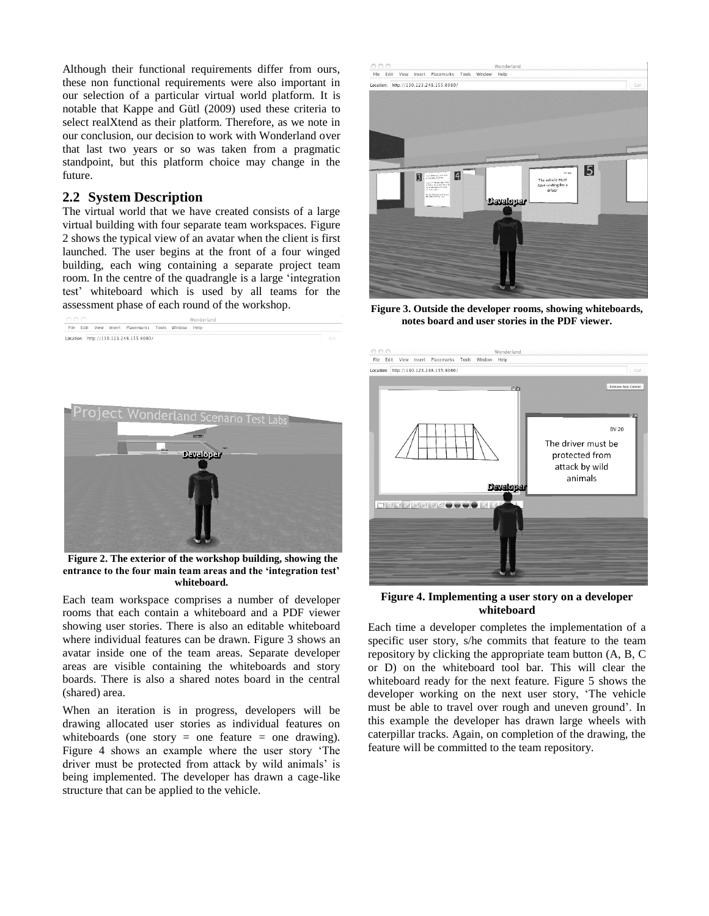Although their functional requirements differ from ours, these non functional requirements were also important in our selection of a particular virtual world platform. It is notable that Kappe and Gütl (2009) used these criteria to select realXtend as their platform. Therefore, as we note in our conclusion, our decision to work with Wonderland over that last two years or so was taken from a pragmatic standpoint, but this platform choice may change in the future.

## 2.2 System Description

The virtual world that we have created consists of a large virtual building with four separate team workspaces. Figure 2 shows the typical view of an avatar when the client is first launched. The user begins at the front of a four winged building, each wing containing a separate project team room. In the centre of the quadrangle is a large 'integration test' whiteboard which is used by all teams for the assessment phase of each round of the workshop.

**Figure 2. The exterior of the workshop building, showing the entrance to the four main team areas and the 'integration test' whiteboard.**

Each team workspace comprises a number of developer rooms that each contain a whiteboard and a PDF viewer showing user stories. There is also an editable whiteboard where individual features can be drawn. Figure 3 shows an avatar inside one of the team areas. Separate developer areas are visible containing the whiteboards and story boards. There is also a shared notes board in the central (shared) area.

When an iteration is in progress, developers will be drawing allocated user stories as individual features on whiteboards (one story = one feature = one drawing). Figure 4 shows an example where the user story 'The driver must be protected from attack by wild animals' is being implemented. The developer has drawn a cage-like structure that can be applied to the vehicle.

**Figure 3. Outside the developer rooms, showing whiteboards, notes board and user stories in the PDF viewer.**

**Figure 4. Implementing a user story on a developer whiteboard**

Each time a developer completes the implementation of a specific user story, s/he commits that feature to the team repository by clicking the appropriate team button (A, B, C or D) on the whiteboard tool bar. This will clear the whiteboard ready for the next feature. Figure 5 shows the developer working on the next user story, 'The vehicle must be able to travel over rough and uneven ground'. In this example the developer has drawn large wheels with caterpillar tracks. Again, on completion of the drawing, the feature will be committed to the team repository.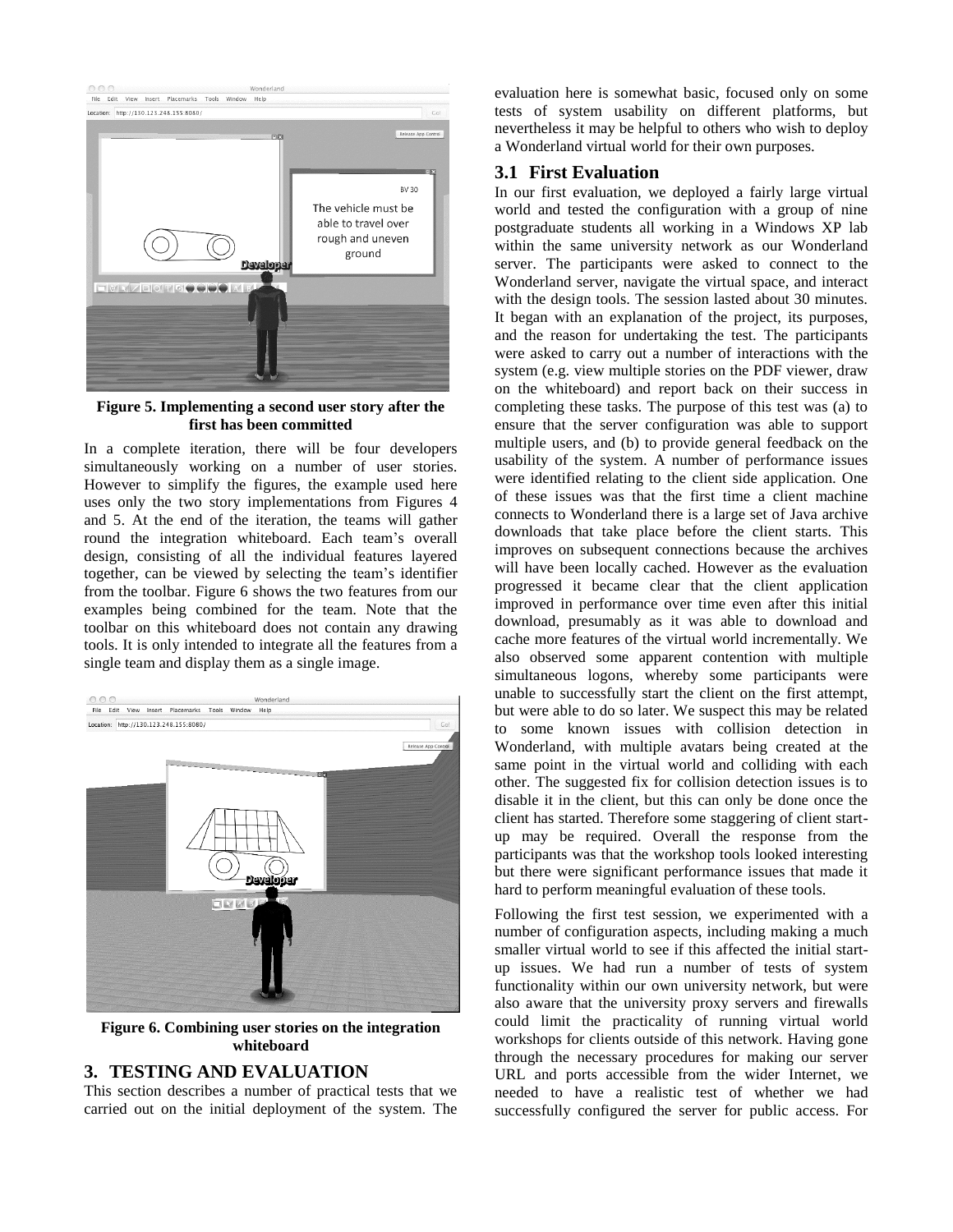Figure 5. Implementing a second user story after the first has been committed

In a complete iteration, there will be four developers simultaneously working on a number of user stories. However to simplify the figures, the example used here uses only the two story implementations from Figures 4 and 5. At the end of the iteration, the teams will gather round the integration whiteboard. Each team's overall design, consisting of all the individual features layered together, can be viewed by selecting the team's identifier from the toolbar. Figure 6 shows the two features from our examples being combined for the team. Note that the toolbar on this whiteboard does not contain any drawing tools. It is only intended to integrate all the features from a single team and display them as a single image.

Figure 6. Combining user stories on the integration whiteboard

## 3. TESTING AND EVALUATION

This section describes a number of practical tests that we carried out on the initial deployment of the system. The evaluation here is somewhat basic, focused only on some tests of system usability on different platforms, but nevertheless it may be helpful to others who wish to deploy a Wonderland virtual world for their own purposes.

### 3.1 First Evaluation

In our first evaluation, we deployed a fairly large virtual world and tested the configuration with a group of nine postgraduate students all working in a Windows XP lab within the same university network as our Wonderland server. The participants were asked to connect to the Wonderland server, navigate the virtual space, and interact with the design tools. The session lasted about 30 minutes. It began with an explanation of the project, its purposes, and the reason for undertaking the test. The participants were asked to carry out a number of interactions with the system (e.g. view multiple stories on the PDF viewer, draw on the whiteboard) and report back on their success in completing these tasks. The purpose of this test was (a) to ensure that the server configuration was able to support multiple users, and (b) to provide general feedback on the usability of the system. A number of performance issues were identified relating to the client side application. One of these issues was that the first time a client machine connects to Wonderland there is a large set of Java archive downloads that take place before the client starts. This improves on subsequent connections because the archives will have been locally cached. However as the evaluation progressed it became clear that the client application improved in performance over time even after this initial download, presumably as it was able to download and cache more features of the virtual world incrementally. We also observed some apparent contention with multiple simultaneous logons, whereby some participants were unable to successfully start the client on the first attempt, but were able to do so later. We suspect this may be related to some known issues with collision detection in Wonderland, with multiple avatars being created at the same point in the virtual world and colliding with each other. The suggested fix for collision detection issues is to disable it in the client, but this can only be done once the client has started. Therefore some staggering of client start-up may be required. Overall the response from the participants was that the workshop tools looked interesting but there were significant performance issues that made it hard to perform meaningful evaluation of these tools.

Following the first test session, we experimented with a number of configuration aspects, including making a much smaller virtual world to see if this affected the initial start-up issues. We had run a number of tests of system functionality within our own university network, but were also aware that the university proxy servers and firewalls could limit the practicality of running virtual world workshops for clients outside of this network. Having gone through the necessary procedures for making our server URL and ports accessible from the wider Internet, we needed to have a realistic test of whether we had successfully configured the server for public access. For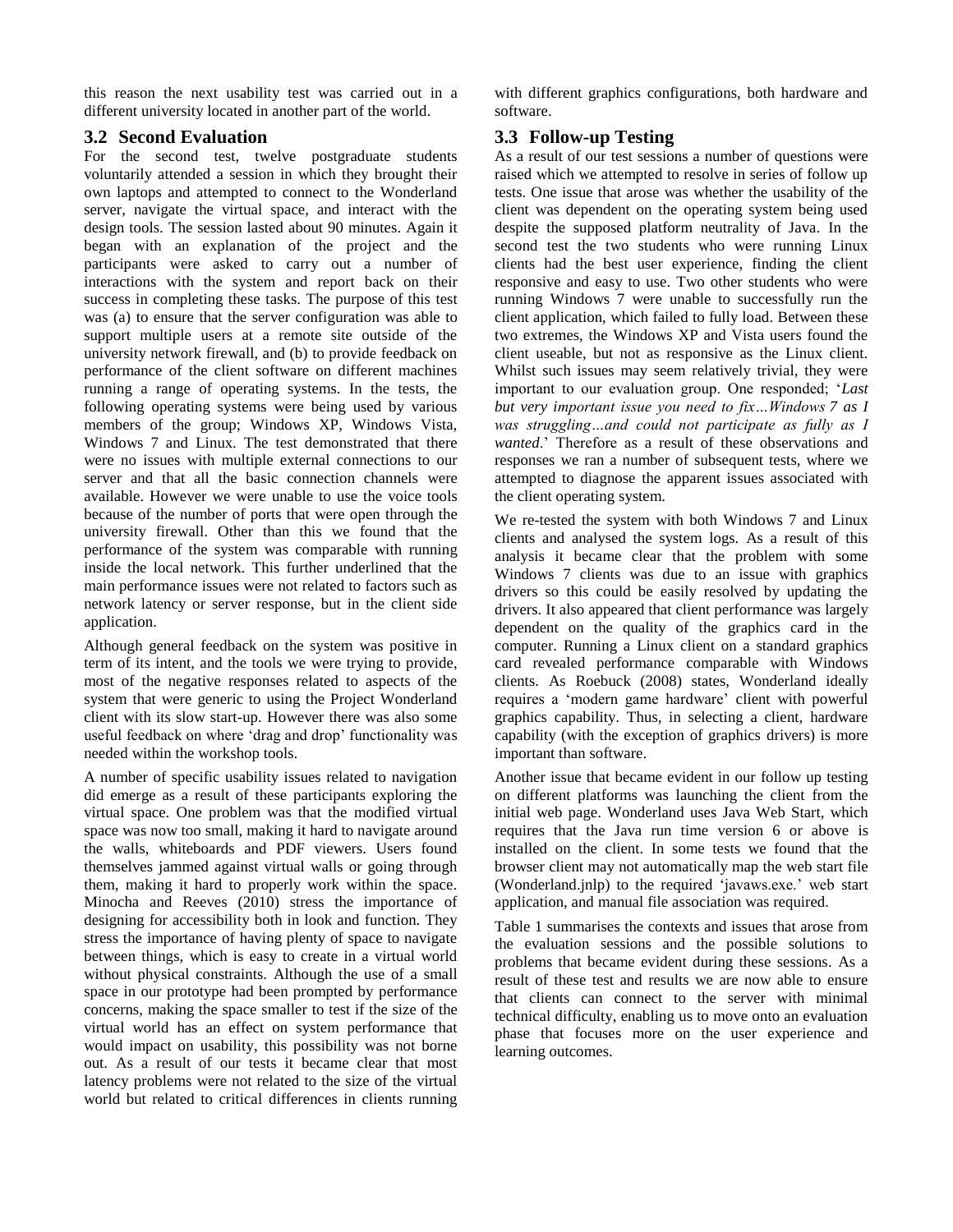this reason the next usability test was carried out in a different university located in another part of the world.

### 3.2 Second Evaluation

For the second test, twelve postgraduate students voluntarily attended a session in which they brought their own laptops and attempted to connect to the Wonderland server, navigate the virtual space, and interact with the design tools. The session lasted about 90 minutes. Again it began with an explanation of the project and the participants were asked to carry out a number of interactions with the system and report back on their success in completing these tasks. The purpose of this test was (a) to ensure that the server configuration was able to support multiple users at a remote site outside of the university network firewall, and (b) to provide feedback on performance of the client software on different machines running a range of operating systems. In the tests, the following operating systems were being used by various members of the group; Windows XP, Windows Vista, Windows 7 and Linux. The test demonstrated that there were no issues with multiple external connections to our server and that all the basic connection channels were available. However we were unable to use the voice tools because of the number of ports that were open through the university firewall. Other than this we found that the performance of the system was comparable with running inside the local network. This further underlined that the main performance issues were not related to factors such as network latency or server response, but in the client side application.

Although general feedback on the system was positive in term of its intent, and the tools we were trying to provide, most of the negative responses related to aspects of the system that were generic to using the Project Wonderland client with its slow start-up. However there was also some useful feedback on where 'drag and drop' functionality was needed within the workshop tools.

A number of specific usability issues related to navigation did emerge as a result of these participants exploring the virtual space. One problem was that the modified virtual space was now too small, making it hard to navigate around the walls, whiteboards and PDF viewers. Users found themselves jammed against virtual walls or going through them, making it hard to properly work within the space. Minocha and Reeves (2010) stress the importance of designing for accessibility both in look and function. They stress the importance of having plenty of space to navigate between things, which is easy to create in a virtual world without physical constraints. Although the use of a small space in our prototype had been prompted by performance concerns, making the space smaller to test if the size of the virtual world has an effect on system performance that would impact on usability, this possibility was not borne out. As a result of our tests it became clear that most latency problems were not related to the size of the virtual world but related to critical differences in clients running with different graphics configurations, both hardware and software.

### 3.3 Follow-up Testing

As a result of our test sessions a number of questions were raised which we attempted to resolve in series of follow up tests. One issue that arose was whether the usability of the client was dependent on the operating system being used despite the supposed platform neutrality of Java. In the second test the two students who were running Linux clients had the best user experience, finding the client responsive and easy to use. Two other students who were running Windows 7 were unable to successfully run the client application, which failed to fully load. Between these two extremes, the Windows XP and Vista users found the client useable, but not as responsive as the Linux client. Whilst such issues may seem relatively trivial, they were important to our evaluation group. One responded; '*Last but very important issue you need to fix…Windows 7 as I was struggling…and could not participate as fully as I wanted*.' Therefore as a result of these observations and responses we ran a number of subsequent tests, where we attempted to diagnose the apparent issues associated with the client operating system.

We re-tested the system with both Windows 7 and Linux clients and analysed the system logs. As a result of this analysis it became clear that the problem with some Windows 7 clients was due to an issue with graphics drivers so this could be easily resolved by updating the drivers. It also appeared that client performance was largely dependent on the quality of the graphics card in the computer. Running a Linux client on a standard graphics card revealed performance comparable with Windows clients. As Roebuck (2008) states, Wonderland ideally requires a 'modern game hardware' client with powerful graphics capability. Thus, in selecting a client, hardware capability (with the exception of graphics drivers) is more important than software.

Another issue that became evident in our follow up testing on different platforms was launching the client from the initial web page. Wonderland uses Java Web Start, which requires that the Java run time version 6 or above is installed on the client. In some tests we found that the browser client may not automatically map the web start file (Wonderland.jnlp) to the required 'javaws.exe.' web start application, and manual file association was required.

Table 1 summarises the contexts and issues that arose from the evaluation sessions and the possible solutions to problems that became evident during these sessions. As a result of these test and results we are now able to ensure that clients can connect to the server with minimal technical difficulty, enabling us to move onto an evaluation phase that focuses more on the user experience and learning outcomes.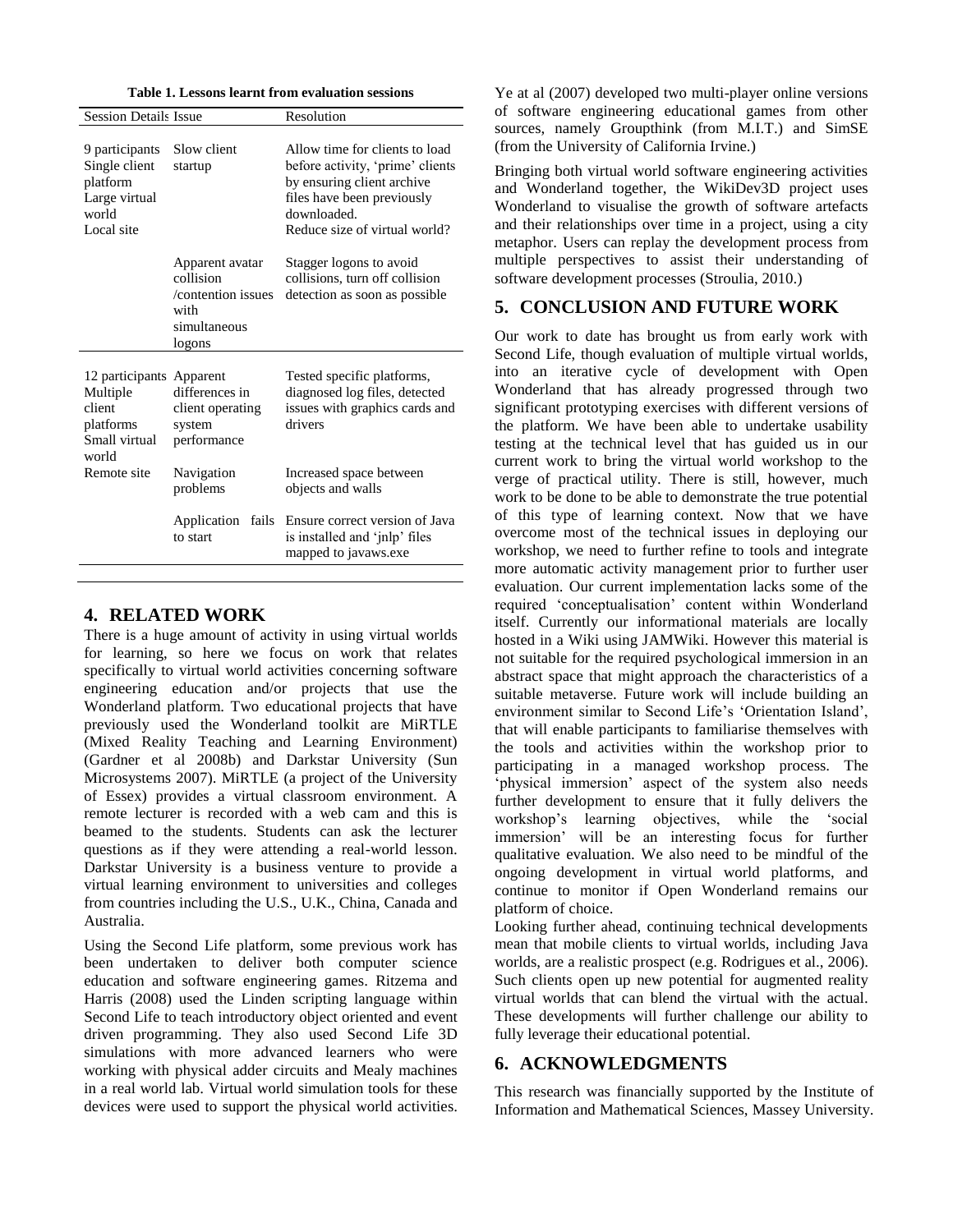**Table 1. Lessons learnt from evaluation sessions**

| Session Details | Issue | Resolution |
|---|---|---|
| 9 participants Single client platform Large virtual world Local site | Slow client startup | Allow time for clients to load before activity, 'prime' clients by ensuring client archive files have been previously downloaded. Reduce size of virtual world? |
| | Apparent avatar collision /contention issues with simultaneous logons | Stagger logons to avoid collisions, turn off collision detection as soon as possible |
| 12 participants Multiple client platforms Small virtual world Remote site | Apparent differences in client operating system performance | Tested specific platforms, diagnosed log files, detected issues with graphics cards and drivers |
| | Navigation problems | Increased space between objects and walls |
| | Application fails to start | Ensure correct version of Java is installed and 'jnlp' files mapped to javaws.exe |

## 4. RELATED WORK

There is a huge amount of activity in using virtual worlds for learning, so here we focus on work that relates specifically to virtual world activities concerning software engineering education and/or projects that use the Wonderland platform. Two educational projects that have previously used the Wonderland toolkit are MiRTLE (Mixed Reality Teaching and Learning Environment) (Gardner et al 2008b) and Darkstar University (Sun Microsystems 2007). MiRTLE (a project of the University of Essex) provides a virtual classroom environment. A remote lecturer is recorded with a web cam and this is beamed to the students. Students can ask the lecturer questions as if they were attending a real-world lesson. Darkstar University is a business venture to provide a virtual learning environment to universities and colleges from countries including the U.S., U.K., China, Canada and Australia.

Using the Second Life platform, some previous work has been undertaken to deliver both computer science education and software engineering games. Ritzema and Harris (2008) used the Linden scripting language within Second Life to teach introductory object oriented and event driven programming. They also used Second Life 3D simulations with more advanced learners who were working with physical adder circuits and Mealy machines in a real world lab. Virtual world simulation tools for these devices were used to support the physical world activities.

Ye at al (2007) developed two multi-player online versions of software engineering educational games from other sources, namely Groupthink (from M.I.T.) and SimSE (from the University of California Irvine.)

Bringing both virtual world software engineering activities and Wonderland together, the WikiDev3D project uses Wonderland to visualise the growth of software artefacts and their relationships over time in a project, using a city metaphor. Users can replay the development process from multiple perspectives to assist their understanding of software development processes (Stroulia, 2010.)

## 5. CONCLUSION AND FUTURE WORK

Our work to date has brought us from early work with Second Life, though evaluation of multiple virtual worlds, into an iterative cycle of development with Open Wonderland that has already progressed through two significant prototyping exercises with different versions of the platform. We have been able to undertake usability testing at the technical level that has guided us in our current work to bring the virtual world workshop to the verge of practical utility. There is still, however, much work to be done to be able to demonstrate the true potential of this type of learning context. Now that we have overcome most of the technical issues in deploying our workshop, we need to further refine to tools and integrate more automatic activity management prior to further user evaluation. Our current implementation lacks some of the required 'conceptualisation' content within Wonderland itself. Currently our informational materials are locally hosted in a Wiki using JAMWiki. However this material is not suitable for the required psychological immersion in an abstract space that might approach the characteristics of a suitable metaverse. Future work will include building an environment similar to Second Life's 'Orientation Island', that will enable participants to familiarise themselves with the tools and activities within the workshop prior to participating in a managed workshop process. The 'physical immersion' aspect of the system also needs further development to ensure that it fully delivers the workshop's learning objectives, while the 'social immersion' will be an interesting focus for further qualitative evaluation. We also need to be mindful of the ongoing development in virtual world platforms, and continue to monitor if Open Wonderland remains our platform of choice.

Looking further ahead, continuing technical developments mean that mobile clients to virtual worlds, including Java worlds, are a realistic prospect (e.g. Rodrigues et al., 2006). Such clients open up new potential for augmented reality virtual worlds that can blend the virtual with the actual. These developments will further challenge our ability to fully leverage their educational potential.

## 6. ACKNOWLEDGMENTS

This research was financially supported by the Institute of Information and Mathematical Sciences, Massey University.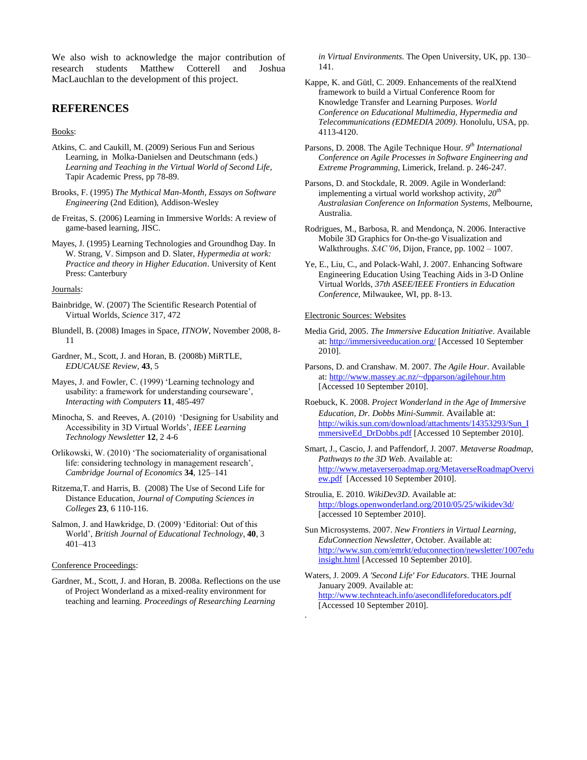We also wish to acknowledge the major contribution of research students Matthew Cotterell and Joshua MacLauchlan to the development of this project.

## REFERENCES

Books:

Atkins, C. and Caukill, M. (2009) Serious Fun and Serious Learning, in Molka-Danielsen and Deutschmann (eds.) *Learning and Teaching in the Virtual World of Second Life*, Tapir Academic Press, pp 78-89.

Brooks, F. (1995) *The Mythical Man-Month, Essays on Software Engineering* (2nd Edition), Addison-Wesley

de Freitas, S. (2006) Learning in Immersive Worlds: A review of game-based learning, JISC.

Mayes, J. (1995) Learning Technologies and Groundhog Day. In W. Strang, V. Simpson and D. Slater, *Hypermedia at work: Practice and theory in Higher Education*. University of Kent Press: Canterbury

Journals:

Bainbridge, W. (2007) The Scientific Research Potential of Virtual Worlds, *Science* 317, 472

Blundell, B. (2008) Images in Space, *ITNOW*, November 2008, 8-11

Gardner, M., Scott, J. and Horan, B. (2008b) MiRTLE, *EDUCAUSE Review*, **43**, 5

Mayes, J. and Fowler, C. (1999) 'Learning technology and usability: a framework for understanding courseware', *Interacting with Computers* **11**, 485-497

Minocha, S. and Reeves, A. (2010) 'Designing for Usability and Accessibility in 3D Virtual Worlds', *IEEE Learning Technology Newsletter* **12**, 2 4-6

Orlikowski, W. (2010) 'The sociomateriality of organisational life: considering technology in management research', *Cambridge Journal of Economics* **34**, 125–141

Ritzema,T. and Harris, B. (2008) The Use of Second Life for Distance Education, *Journal of Computing Sciences in Colleges* **23**, 6 110-116.

Salmon, J. and Hawkridge, D. (2009) 'Editorial: Out of this World', *British Journal of Educational Technology*, **40**, 3 401–413

Conference Proceedings:

Gardner, M., Scott, J. and Horan, B. 2008a. Reflections on the use of Project Wonderland as a mixed-reality environment for teaching and learning. *Proceedings of Researching Learning in Virtual Environments.* The Open University, UK, pp. 130–141.

Kappe, K. and Gütl, C. 2009. Enhancements of the realXtend framework to build a Virtual Conference Room for Knowledge Transfer and Learning Purposes. *World Conference on Educational Multimedia, Hypermedia and Telecommunications (EDMEDIA 2009)*. Honolulu, USA, pp. 4113-4120.

Parsons, D. 2008. The Agile Technique Hour. *9th International Conference on Agile Processes in Software Engineering and Extreme Programming*, Limerick, Ireland. p. 246-247.

Parsons, D. and Stockdale, R. 2009. Agile in Wonderland: implementing a virtual world workshop activity, *20th Australasian Conference on Information Systems*, Melbourne, Australia.

Rodrigues, M., Barbosa, R. and Mendonça, N. 2006. Interactive Mobile 3D Graphics for On-the-go Visualization and Walkthroughs. *SAC'06*, Dijon, France, pp. 1002 – 1007.

Ye, E., Liu, C., and Polack-Wahl, J. 2007. Enhancing Software Engineering Education Using Teaching Aids in 3-D Online Virtual Worlds, *37th ASEE/IEEE Frontiers in Education Conference*, Milwaukee, WI, pp. 8-13.

Electronic Sources: Websites

Media Grid, 2005. *The Immersive Education Initiative*. Available at: http://immersiveeducation.org/ [Accessed 10 September 2010].

Parsons, D. and Cranshaw. M. 2007. *The Agile Hour*. Available at: http://www.massey.ac.nz/~dpparson/agilehour.htm [Accessed 10 September 2010].

Roebuck, K. 2008. *Project Wonderland in the Age of Immersive Education, Dr. Dobbs Mini-Summit*. Available at: http://wikis.sun.com/download/attachments/14353293/Sun_ImmersiveEd_DrDobbs.pdf [Accessed 10 September 2010].

Smart, J., Cascio, J. and Paffendorf, J. 2007. *Metaverse Roadmap, Pathways to the 3D Web*. Available at: http://www.metaverseroadmap.org/MetaverseRoadmapOverview.pdf [Accessed 10 September 2010].

Stroulia, E. 2010. *WikiDev3D*. Available at: http://blogs.openwonderland.org/2010/05/25/wikidev3d/ [accessed 10 September 2010].

Sun Microsystems. 2007. *New Frontiers in Virtual Learning*, *EduConnection Newsletter*, October. Available at: http://www.sun.com/emrkt/educonnection/newsletter/1007eduinsight.html [Accessed 10 September 2010].

Waters, J. 2009. *A 'Second Life' For Educators*. THE Journal January 2009. Available at: http://www.technteach.info/asecondlifeforeducators.pdf [Accessed 10 September 2010].